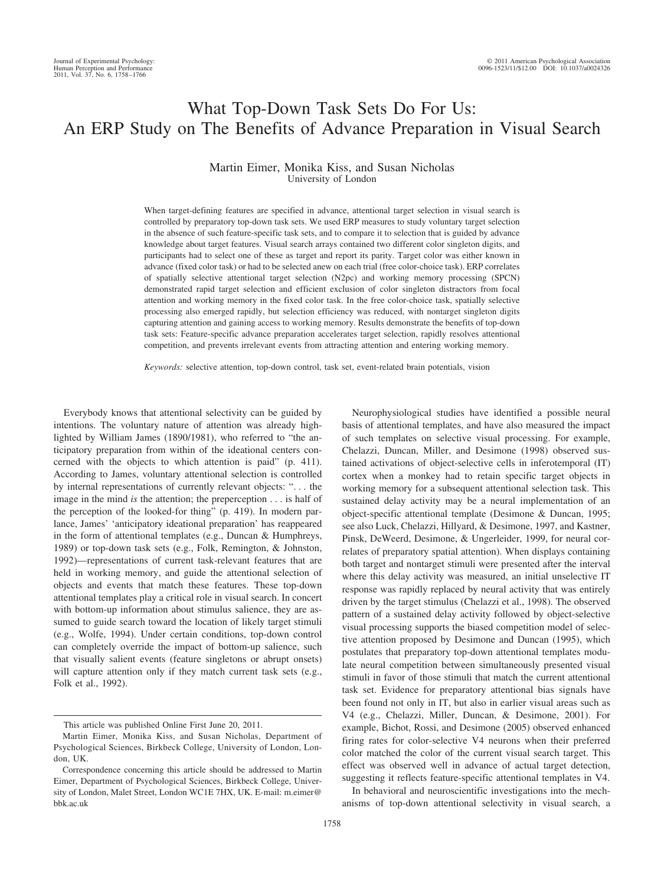# What Top-Down Task Sets Do For Us: An ERP Study on The Benefits of Advance Preparation in Visual Search

Martin Eimer, Monika Kiss, and Susan Nicholas
University of London

When target-defining features are specified in advance, attentional target selection in visual search is controlled by preparatory top-down task sets. We used ERP measures to study voluntary target selection in the absence of such feature-specific task sets, and to compare it to selection that is guided by advance knowledge about target features. Visual search arrays contained two different color singleton digits, and participants had to select one of these as target and report its parity. Target color was either known in advance (fixed color task) or had to be selected anew on each trial (free color-choice task). ERP correlates of spatially selective attentional target selection (N2pc) and working memory processing (SPCN) demonstrated rapid target selection and efficient exclusion of color singleton distractors from focal attention and working memory in the fixed color task. In the free color-choice task, spatially selective processing also emerged rapidly, but selection efficiency was reduced, with nontarget singleton digits capturing attention and gaining access to working memory. Results demonstrate the benefits of top-down task sets: Feature-specific advance preparation accelerates target selection, rapidly resolves attentional competition, and prevents irrelevant events from attracting attention and entering working memory.

*Keywords:* selective attention, top-down control, task set, event-related brain potentials, vision

Everybody knows that attentional selectivity can be guided by intentions. The voluntary nature of attention was already highlighted by William James (1890/1981), who referred to "the anticipatory preparation from within of the ideational centers concerned with the objects to which attention is paid" (p. 411). According to James, voluntary attentional selection is controlled by internal representations of currently relevant objects: ". . . the image in the mind *is* the attention; the preperception . . . is half of the perception of the looked-for thing" (p. 419). In modern parlance, James' 'anticipatory ideational preparation' has reappeared in the form of attentional templates (e.g., Duncan & Humphreys, 1989) or top-down task sets (e.g., Folk, Remington, & Johnston, 1992)—representations of current task-relevant features that are held in working memory, and guide the attentional selection of objects and events that match these features. These top-down attentional templates play a critical role in visual search. In concert with bottom-up information about stimulus salience, they are assumed to guide search toward the location of likely target stimuli (e.g., Wolfe, 1994). Under certain conditions, top-down control can completely override the impact of bottom-up salience, such that visually salient events (feature singletons or abrupt onsets) will capture attention only if they match current task sets (e.g., Folk et al., 1992).

Neurophysiological studies have identified a possible neural basis of attentional templates, and have also measured the impact of such templates on selective visual processing. For example, Chelazzi, Duncan, Miller, and Desimone (1998) observed sustained activations of object-selective cells in inferotemporal (IT) cortex when a monkey had to retain specific target objects in working memory for a subsequent attentional selection task. This sustained delay activity may be a neural implementation of an object-specific attentional template (Desimone & Duncan, 1995; see also Luck, Chelazzi, Hillyard, & Desimone, 1997, and Kastner, Pinsk, DeWeerd, Desimone, & Ungerleider, 1999, for neural correlates of preparatory spatial attention). When displays containing both target and nontarget stimuli were presented after the interval where this delay activity was measured, an initial unselective IT response was rapidly replaced by neural activity that was entirely driven by the target stimulus (Chelazzi et al., 1998). The observed pattern of a sustained delay activity followed by object-selective visual processing supports the biased competition model of selective attention proposed by Desimone and Duncan (1995), which postulates that preparatory top-down attentional templates modulate neural competition between simultaneously presented visual stimuli in favor of those stimuli that match the current attentional task set. Evidence for preparatory attentional bias signals have been found not only in IT, but also in earlier visual areas such as V4 (e.g., Chelazzi, Miller, Duncan, & Desimone, 2001). For example, Bichot, Rossi, and Desimone (2005) observed enhanced firing rates for color-selective V4 neurons when their preferred color matched the color of the current visual search target. This effect was observed well in advance of actual target detection, suggesting it reflects feature-specific attentional templates in V4.

In behavioral and neuroscientific investigations into the mechanisms of top-down attentional selectivity in visual search, a

---

This article was published Online First June 20, 2011.

Martin Eimer, Monika Kiss, and Susan Nicholas, Department of Psychological Sciences, Birkbeck College, University of London, London, UK.

Correspondence concerning this article should be addressed to Martin Eimer, Department of Psychological Sciences, Birkbeck College, University of London, Malet Street, London WC1E 7HX, UK. E-mail: m.eimer@bbk.ac.uk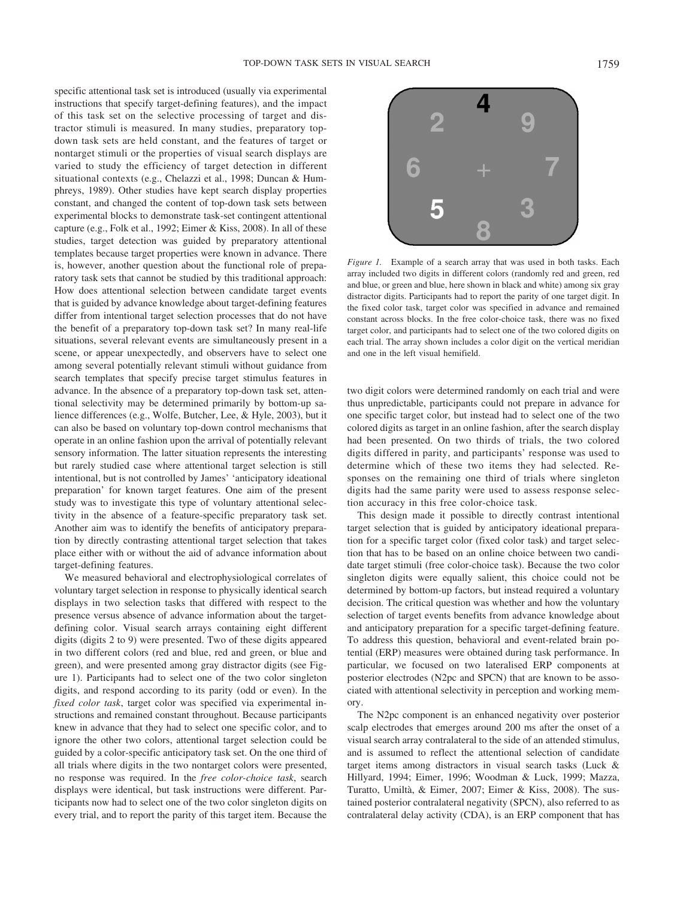specific attentional task set is introduced (usually via experimental instructions that specify target-defining features), and the impact of this task set on the selective processing of target and distractor stimuli is measured. In many studies, preparatory top-down task sets are held constant, and the features of target or nontarget stimuli or the properties of visual search displays are varied to study the efficiency of target detection in different situational contexts (e.g., Chelazzi et al., 1998; Duncan & Humphreys, 1989). Other studies have kept search display properties constant, and changed the content of top-down task sets between experimental blocks to demonstrate task-set contingent attentional capture (e.g., Folk et al., 1992; Eimer & Kiss, 2008). In all of these studies, target detection was guided by preparatory attentional templates because target properties were known in advance. There is, however, another question about the functional role of preparatory task sets that cannot be studied by this traditional approach: How does attentional selection between candidate target events that is guided by advance knowledge about target-defining features differ from intentional target selection processes that do not have the benefit of a preparatory top-down task set? In many real-life situations, several relevant events are simultaneously present in a scene, or appear unexpectedly, and observers have to select one among several potentially relevant stimuli without guidance from search templates that specify precise target stimulus features in advance. In the absence of a preparatory top-down task set, attentional selectivity may be determined primarily by bottom-up salience differences (e.g., Wolfe, Butcher, Lee, & Hyle, 2003), but it can also be based on voluntary top-down control mechanisms that operate in an online fashion upon the arrival of potentially relevant sensory information. The latter situation represents the interesting but rarely studied case where attentional target selection is still intentional, but is not controlled by James' 'anticipatory ideational preparation' for known target features. One aim of the present study was to investigate this type of voluntary attentional selectivity in the absence of a feature-specific preparatory task set. Another aim was to identify the benefits of anticipatory preparation by directly contrasting attentional target selection that takes place either with or without the aid of advance information about target-defining features.

We measured behavioral and electrophysiological correlates of voluntary target selection in response to physically identical search displays in two selection tasks that differed with respect to the presence versus absence of advance information about the target-defining color. Visual search arrays containing eight different digits (digits 2 to 9) were presented. Two of these digits appeared in two different colors (red and blue, red and green, or blue and green), and were presented among gray distractor digits (see Figure 1). Participants had to select one of the two color singleton digits, and respond according to its parity (odd or even). In the *fixed color task*, target color was specified via experimental instructions and remained constant throughout. Because participants knew in advance that they had to select one specific color, and to ignore the other two colors, attentional target selection could be guided by a color-specific anticipatory task set. On the one third of all trials where digits in the two nontarget colors were presented, no response was required. In the *free color-choice task*, search displays were identical, but task instructions were different. Participants now had to select one of the two color singleton digits on every trial, and to report the parity of this target item. Because the

4
2 9
6 + 7
5 3
8

*Figure 1.* Example of a search array that was used in both tasks. Each array included two digits in different colors (randomly red and green, red and blue, or green and blue, here shown in black and white) among six gray distractor digits. Participants had to report the parity of one target digit. In the fixed color task, target color was specified in advance and remained constant across blocks. In the free color-choice task, there was no fixed target color, and participants had to select one of the two colored digits on each trial. The array shown includes a color digit on the vertical meridian and one in the left visual hemifield.

two digit colors were determined randomly on each trial and were thus unpredictable, participants could not prepare in advance for one specific target color, but instead had to select one of the two colored digits as target in an online fashion, after the search display had been presented. On two thirds of trials, the two colored digits differed in parity, and participants' response was used to determine which of these two items they had selected. Responses on the remaining one third of trials where singleton digits had the same parity were used to assess response selection accuracy in this free color-choice task.

This design made it possible to directly contrast intentional target selection that is guided by anticipatory ideational preparation for a specific target color (fixed color task) and target selection that has to be based on an online choice between two candidate target stimuli (free color-choice task). Because the two color singleton digits were equally salient, this choice could not be determined by bottom-up factors, but instead required a voluntary decision. The critical question was whether and how the voluntary selection of target events benefits from advance knowledge about and anticipatory preparation for a specific target-defining feature. To address this question, behavioral and event-related brain potential (ERP) measures were obtained during task performance. In particular, we focused on two lateralised ERP components at posterior electrodes (N2pc and SPCN) that are known to be associated with attentional selectivity in perception and working memory.

The N2pc component is an enhanced negativity over posterior scalp electrodes that emerges around 200 ms after the onset of a visual search array contralateral to the side of an attended stimulus, and is assumed to reflect the attentional selection of candidate target items among distractors in visual search tasks (Luck & Hillyard, 1994; Eimer, 1996; Woodman & Luck, 1999; Mazza, Turatto, Umiltà, & Eimer, 2007; Eimer & Kiss, 2008). The sustained posterior contralateral negativity (SPCN), also referred to as contralateral delay activity (CDA), is an ERP component that has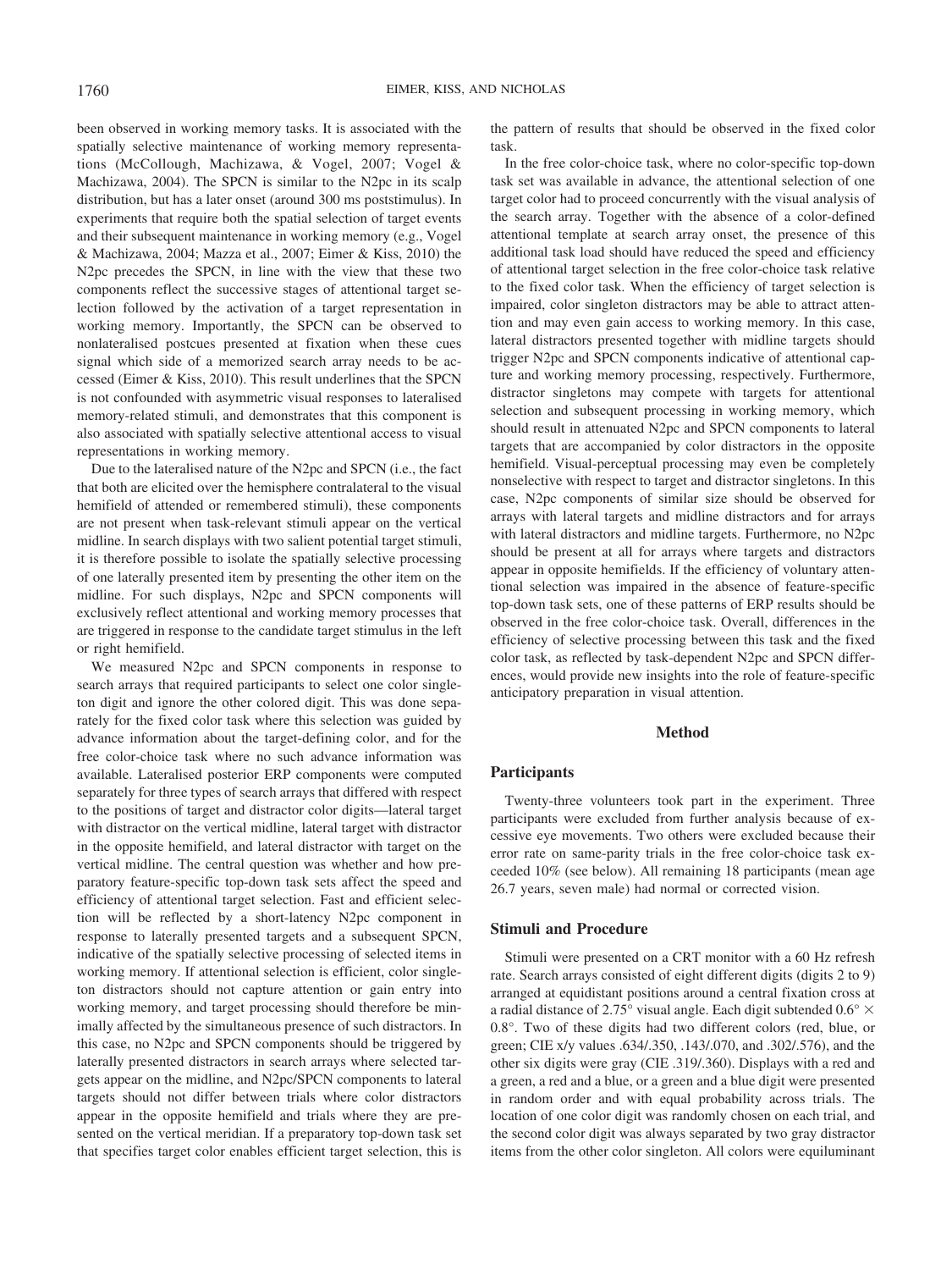been observed in working memory tasks. It is associated with the spatially selective maintenance of working memory representations (McCollough, Machizawa, & Vogel, 2007; Vogel & Machizawa, 2004). The SPCN is similar to the N2pc in its scalp distribution, but has a later onset (around 300 ms poststimulus). In experiments that require both the spatial selection of target events and their subsequent maintenance in working memory (e.g., Vogel & Machizawa, 2004; Mazza et al., 2007; Eimer & Kiss, 2010) the N2pc precedes the SPCN, in line with the view that these two components reflect the successive stages of attentional target selection followed by the activation of a target representation in working memory. Importantly, the SPCN can be observed to nonlateralised postcues presented at fixation when these cues signal which side of a memorized search array needs to be accessed (Eimer & Kiss, 2010). This result underlines that the SPCN is not confounded with asymmetric visual responses to lateralised memory-related stimuli, and demonstrates that this component is also associated with spatially selective attentional access to visual representations in working memory.

Due to the lateralised nature of the N2pc and SPCN (i.e., the fact that both are elicited over the hemisphere contralateral to the visual hemifield of attended or remembered stimuli), these components are not present when task-relevant stimuli appear on the vertical midline. In search displays with two salient potential target stimuli, it is therefore possible to isolate the spatially selective processing of one laterally presented item by presenting the other item on the midline. For such displays, N2pc and SPCN components will exclusively reflect attentional and working memory processes that are triggered in response to the candidate target stimulus in the left or right hemifield.

We measured N2pc and SPCN components in response to search arrays that required participants to select one color singleton digit and ignore the other colored digit. This was done separately for the fixed color task where this selection was guided by advance information about the target-defining color, and for the free color-choice task where no such advance information was available. Lateralised posterior ERP components were computed separately for three types of search arrays that differed with respect to the positions of target and distractor color digits—lateral target with distractor on the vertical midline, lateral target with distractor in the opposite hemifield, and lateral distractor with target on the vertical midline. The central question was whether and how preparatory feature-specific top-down task sets affect the speed and efficiency of attentional target selection. Fast and efficient selection will be reflected by a short-latency N2pc component in response to laterally presented targets and a subsequent SPCN, indicative of the spatially selective processing of selected items in working memory. If attentional selection is efficient, color singleton distractors should not capture attention or gain entry into working memory, and target processing should therefore be minimally affected by the simultaneous presence of such distractors. In this case, no N2pc and SPCN components should be triggered by laterally presented distractors in search arrays where selected targets appear on the midline, and N2pc/SPCN components to lateral targets should not differ between trials where color distractors appear in the opposite hemifield and trials where they are presented on the vertical meridian. If a preparatory top-down task set that specifies target color enables efficient target selection, this is the pattern of results that should be observed in the fixed color task.

In the free color-choice task, where no color-specific top-down task set was available in advance, the attentional selection of one target color had to proceed concurrently with the visual analysis of the search array. Together with the absence of a color-defined attentional template at search array onset, the presence of this additional task load should have reduced the speed and efficiency of attentional target selection in the free color-choice task relative to the fixed color task. When the efficiency of target selection is impaired, color singleton distractors may be able to attract attention and may even gain access to working memory. In this case, lateral distractors presented together with midline targets should trigger N2pc and SPCN components indicative of attentional capture and working memory processing, respectively. Furthermore, distractor singletons may compete with targets for attentional selection and subsequent processing in working memory, which should result in attenuated N2pc and SPCN components to lateral targets that are accompanied by color distractors in the opposite hemifield. Visual-perceptual processing may even be completely nonselective with respect to target and distractor singletons. In this case, N2pc components of similar size should be observed for arrays with lateral targets and midline distractors and for arrays with lateral distractors and midline targets. Furthermore, no N2pc should be present at all for arrays where targets and distractors appear in opposite hemifields. If the efficiency of voluntary attentional selection was impaired in the absence of feature-specific top-down task sets, one of these patterns of ERP results should be observed in the free color-choice task. Overall, differences in the efficiency of selective processing between this task and the fixed color task, as reflected by task-dependent N2pc and SPCN differences, would provide new insights into the role of feature-specific anticipatory preparation in visual attention.

## Method

### Participants

Twenty-three volunteers took part in the experiment. Three participants were excluded from further analysis because of excessive eye movements. Two others were excluded because their error rate on same-parity trials in the free color-choice task exceeded 10% (see below). All remaining 18 participants (mean age 26.7 years, seven male) had normal or corrected vision.

### Stimuli and Procedure

Stimuli were presented on a CRT monitor with a 60 Hz refresh rate. Search arrays consisted of eight different digits (digits 2 to 9) arranged at equidistant positions around a central fixation cross at a radial distance of 2.75° visual angle. Each digit subtended 0.6° × 0.8°. Two of these digits had two different colors (red, blue, or green; CIE x/y values .634/.350, .143/.070, and .302/.576), and the other six digits were gray (CIE .319/.360). Displays with a red and a green, a red and a blue, or a green and a blue digit were presented in random order and with equal probability across trials. The location of one color digit was randomly chosen on each trial, and the second color digit was always separated by two gray distractor items from the other color singleton. All colors were equiluminant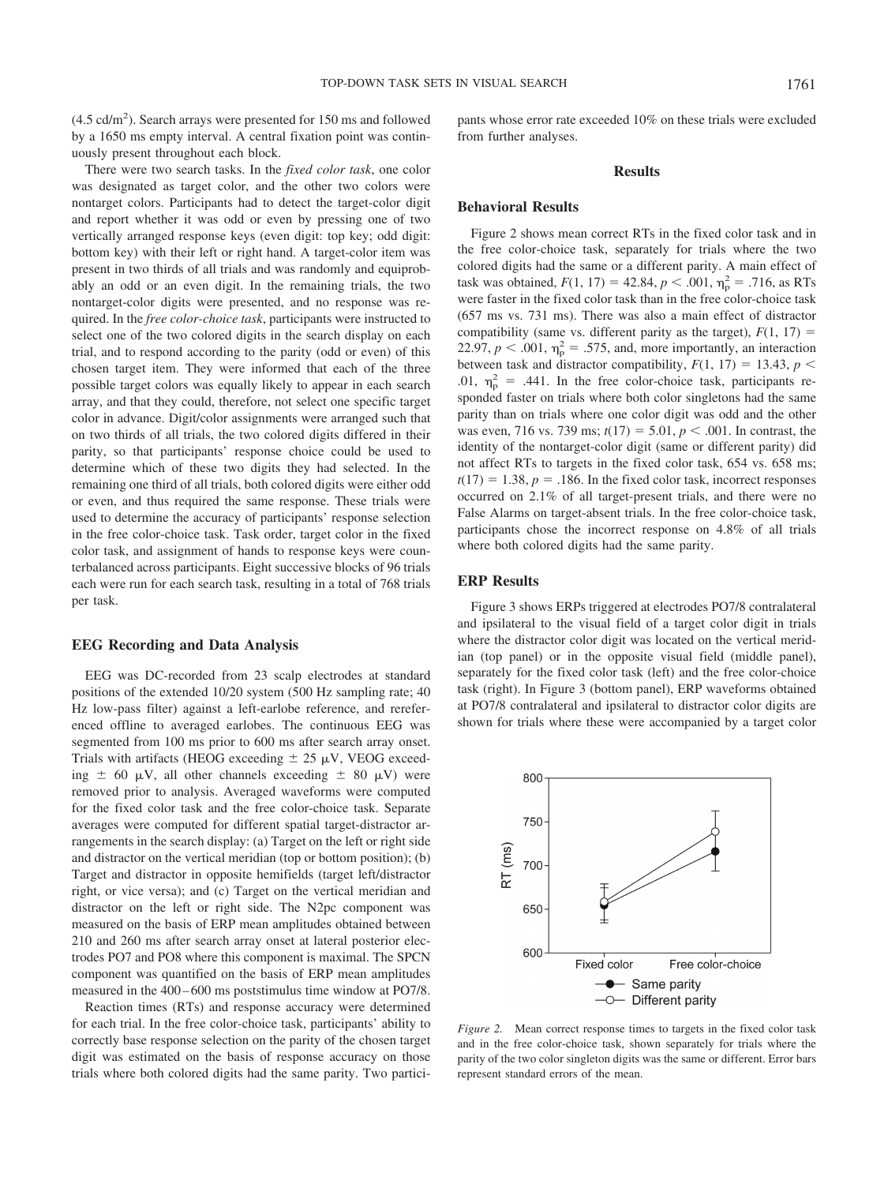($4.5 \text{ cd/m}^2$). Search arrays were presented for 150 ms and followed by a 1650 ms empty interval. A central fixation point was continuously present throughout each block.

There were two search tasks. In the *fixed color task*, one color was designated as target color, and the other two colors were nontarget colors. Participants had to detect the target-color digit and report whether it was odd or even by pressing one of two vertically arranged response keys (even digit: top key; odd digit: bottom key) with their left or right hand. A target-color item was present in two thirds of all trials and was randomly and equiprobably an odd or an even digit. In the remaining trials, the two nontarget-color digits were presented, and no response was required. In the *free color-choice task*, participants were instructed to select one of the two colored digits in the search display on each trial, and to respond according to the parity (odd or even) of this chosen target item. They were informed that each of the three possible target colors was equally likely to appear in each search array, and that they could, therefore, not select one specific target color in advance. Digit/color assignments were arranged such that on two thirds of all trials, the two colored digits differed in their parity, so that participants' response choice could be used to determine which of these two digits they had selected. In the remaining one third of all trials, both colored digits were either odd or even, and thus required the same response. These trials were used to determine the accuracy of participants' response selection in the free color-choice task. Task order, target color in the fixed color task, and assignment of hands to response keys were counterbalanced across participants. Eight successive blocks of 96 trials each were run for each search task, resulting in a total of 768 trials per task.

### EEG Recording and Data Analysis

EEG was DC-recorded from 23 scalp electrodes at standard positions of the extended 10/20 system (500 Hz sampling rate; 40 Hz low-pass filter) against a left-earlobe reference, and rereferenced offline to averaged earlobes. The continuous EEG was segmented from 100 ms prior to 600 ms after search array onset. Trials with artifacts (HEOG exceeding $\pm$ 25 $\mu$V, VEOG exceeding $\pm$ 60 $\mu$V, all other channels exceeding $\pm$ 80 $\mu$V) were removed prior to analysis. Averaged waveforms were computed for the fixed color task and the free color-choice task. Separate averages were computed for different spatial target-distractor arrangements in the search display: (a) Target on the left or right side and distractor on the vertical meridian (top or bottom position); (b) Target and distractor in opposite hemifields (target left/distractor right, or vice versa); and (c) Target on the vertical meridian and distractor on the left or right side. The N2pc component was measured on the basis of ERP mean amplitudes obtained between 210 and 260 ms after search array onset at lateral posterior electrodes PO7 and PO8 where this component is maximal. The SPCN component was quantified on the basis of ERP mean amplitudes measured in the 400–600 ms poststimulus time window at PO7/8.

Reaction times (RTs) and response accuracy were determined for each trial. In the free color-choice task, participants' ability to correctly base response selection on the parity of the chosen target digit was estimated on the basis of response accuracy on those trials where both colored digits had the same parity. Two participants whose error rate exceeded 10% on these trials were excluded from further analyses.

## Results

### Behavioral Results

Figure 2 shows mean correct RTs in the fixed color task and in the free color-choice task, separately for trials where the two colored digits had the same or a different parity. A main effect of task was obtained, $F(1, 17) = 42.84$, $p < .001$, $\eta_p^2 = .716$, as RTs were faster in the fixed color task than in the free color-choice task (657 ms vs. 731 ms). There was also a main effect of distractor compatibility (same vs. different parity as the target), $F(1, 17) = 22.97$, $p < .001$, $\eta_p^2 = .575$, and, more importantly, an interaction between task and distractor compatibility, $F(1, 17) = 13.43$, $p < .01$, $\eta_p^2 = .441$. In the free color-choice task, participants responded faster on trials where both color singletons had the same parity than on trials where one color digit was odd and the other was even, 716 vs. 739 ms; $t(17) = 5.01$, $p < .001$. In contrast, the identity of the nontarget-color digit (same or different parity) did not affect RTs to targets in the fixed color task, 654 vs. 658 ms; $t(17) = 1.38$, $p = .186$. In the fixed color task, incorrect responses occurred on 2.1% of all target-present trials, and there were no False Alarms on target-absent trials. In the free color-choice task, participants chose the incorrect response on 4.8% of all trials where both colored digits had the same parity.

### ERP Results

Figure 3 shows ERPs triggered at electrodes PO7/8 contralateral and ipsilateral to the visual field of a target color digit in trials where the distractor color digit was located on the vertical meridian (top panel) or in the opposite visual field (middle panel), separately for the fixed color task (left) and the free color-choice task (right). In Figure 3 (bottom panel), ERP waveforms obtained at PO7/8 contralateral and ipsilateral to distractor color digits are shown for trials where these were accompanied by a target color

800
750
700
650
600
RT (ms)
Fixed color
Free color-choice
Same parity
Different parity

*Figure 2.* Mean correct response times to targets in the fixed color task and in the free color-choice task, shown separately for trials where the parity of the two color singleton digits was the same or different. Error bars represent standard errors of the mean.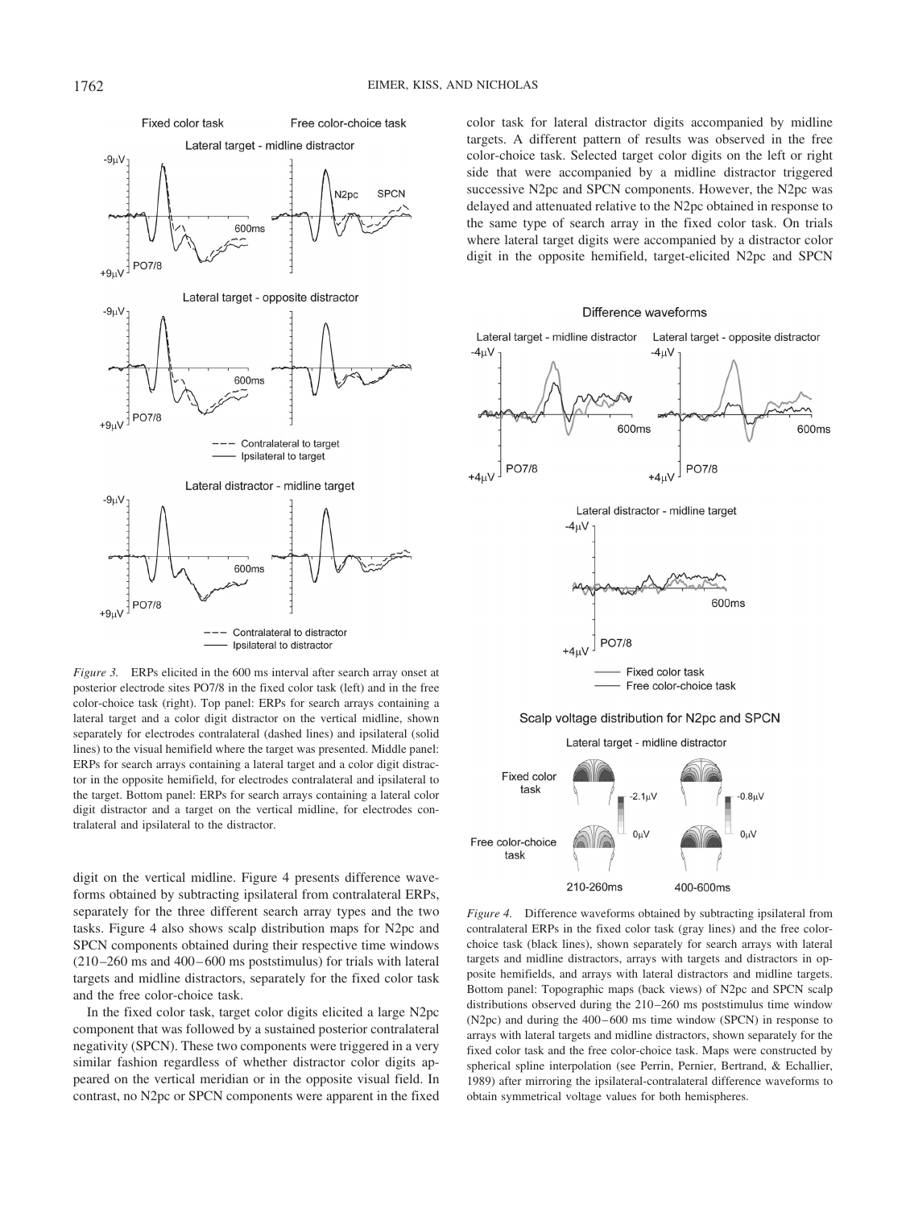Fixed color task

Free color-choice task

Lateral target - midline distractor

-9μV

N2pc

SPCN

600ms

+9μV

PO7/8

Lateral target - opposite distractor

-9μV

600ms

+9μV

PO7/8

Contralateral to target

Ipsilateral to target

Lateral distractor - midline target

-9μV

600ms

+9μV

PO7/8

Contralateral to distractor

Ipsilateral to distractor

*Figure 3.* ERPs elicited in the 600 ms interval after search array onset at posterior electrode sites PO7/8 in the fixed color task (left) and in the free color-choice task (right). Top panel: ERPs for search arrays containing a lateral target and a color digit distractor on the vertical midline, shown separately for electrodes contralateral (dashed lines) and ipsilateral (solid lines) to the visual hemifield where the target was presented. Middle panel: ERPs for search arrays containing a lateral target and a color digit distractor in the opposite hemifield, for electrodes contralateral and ipsilateral to the target. Bottom panel: ERPs for search arrays containing a lateral color digit distractor and a target on the vertical midline, for electrodes contralateral and ipsilateral to the distractor.

digit on the vertical midline. Figure 4 presents difference waveforms obtained by subtracting ipsilateral from contralateral ERPs, separately for the three different search array types and the two tasks. Figure 4 also shows scalp distribution maps for N2pc and SPCN components obtained during their respective time windows (210–260 ms and 400–600 ms poststimulus) for trials with lateral targets and midline distractors, separately for the fixed color task and the free color-choice task.

In the fixed color task, target color digits elicited a large N2pc component that was followed by a sustained posterior contralateral negativity (SPCN). These two components were triggered in a very similar fashion regardless of whether distractor color digits appeared on the vertical meridian or in the opposite visual field. In contrast, no N2pc or SPCN components were apparent in the fixed color task for lateral distractor digits accompanied by midline targets. A different pattern of results was observed in the free color-choice task. Selected target color digits on the left or right side that were accompanied by a midline distractor triggered successive N2pc and SPCN components. However, the N2pc was delayed and attenuated relative to the N2pc obtained in response to the same type of search array in the fixed color task. On trials where lateral target digits were accompanied by a distractor color digit in the opposite hemifield, target-elicited N2pc and SPCN

Difference waveforms

Lateral target - midline distractor

Lateral target - opposite distractor

-4μV

600ms

+4μV

PO7/8

Lateral distractor - midline target

-4μV

600ms

+4μV

PO7/8

Fixed color task

Free color-choice task

Scalp voltage distribution for N2pc and SPCN

Lateral target - midline distractor

Fixed color task

-2.1μV

0μV

-0.8μV

0μV

Free color-choice task

210-260ms

400-600ms

*Figure 4.* Difference waveforms obtained by subtracting ipsilateral from contralateral ERPs in the fixed color task (gray lines) and the free color-choice task (black lines), shown separately for search arrays with lateral targets and midline distractors, arrays with targets and distractors in opposite hemifields, and arrays with lateral distractors and midline targets. Bottom panel: Topographic maps (back views) of N2pc and SPCN scalp distributions observed during the 210–260 ms poststimulus time window (N2pc) and during the 400–600 ms time window (SPCN) in response to arrays with lateral targets and midline distractors, shown separately for the fixed color task and the free color-choice task. Maps were constructed by spherical spline interpolation (see Perrin, Pernier, Bertrand, & Echallier, 1989) after mirroring the ipsilateral-contralateral difference waveforms to obtain symmetrical voltage values for both hemispheres.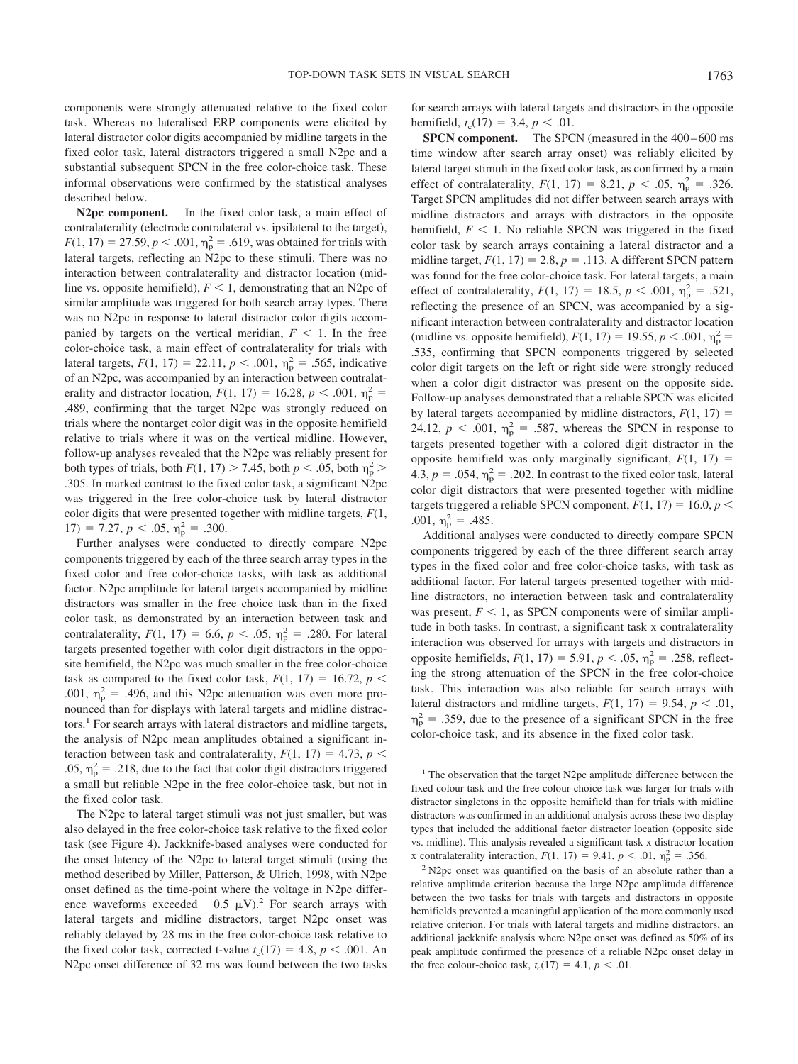components were strongly attenuated relative to the fixed color task. Whereas no lateralised ERP components were elicited by lateral distractor color digits accompanied by midline targets in the fixed color task, lateral distractors triggered a small N2pc and a substantial subsequent SPCN in the free color-choice task. These informal observations were confirmed by the statistical analyses described below.

**N2pc component.** In the fixed color task, a main effect of contralaterality (electrode contralateral vs. ipsilateral to the target), $F(1, 17) = 27.59$, $p < .001$, $\eta_p^2 = .619$, was obtained for trials with lateral targets, reflecting an N2pc to these stimuli. There was no interaction between contralaterality and distractor location (midline vs. opposite hemifield), $F < 1$, demonstrating that an N2pc of similar amplitude was triggered for both search array types. There was no N2pc in response to lateral distractor color digits accompanied by targets on the vertical meridian, $F < 1$. In the free color-choice task, a main effect of contralaterality for trials with lateral targets, $F(1, 17) = 22.11$, $p < .001$, $\eta_p^2 = .565$, indicative of an N2pc, was accompanied by an interaction between contralaterality and distractor location, $F(1, 17) = 16.28$, $p < .001$, $\eta_p^2 = .489$, confirming that the target N2pc was strongly reduced on trials where the nontarget color digit was in the opposite hemifield relative to trials where it was on the vertical midline. However, follow-up analyses revealed that the N2pc was reliably present for both types of trials, both $F(1, 17) > 7.45$, both $p < .05$, both $\eta_p^2 > .305$. In marked contrast to the fixed color task, a significant N2pc was triggered in the free color-choice task by lateral distractor color digits that were presented together with midline targets, $F(1, 17) = 7.27$, $p < .05$, $\eta_p^2 = .300$.

Further analyses were conducted to directly compare N2pc components triggered by each of the three search array types in the fixed color and free color-choice tasks, with task as additional factor. N2pc amplitude for lateral targets accompanied by midline distractors was smaller in the free choice task than in the fixed color task, as demonstrated by an interaction between task and contralaterality, $F(1, 17) = 6.6$, $p < .05$, $\eta_p^2 = .280$. For lateral targets presented together with color digit distractors in the opposite hemifield, the N2pc was much smaller in the free color-choice task as compared to the fixed color task, $F(1, 17) = 16.72$, $p < .001$, $\eta_p^2 = .496$, and this N2pc attenuation was even more pronounced than for displays with lateral targets and midline distractors.[1] For search arrays with lateral distractors and midline targets, the analysis of N2pc mean amplitudes obtained a significant interaction between task and contralaterality, $F(1, 17) = 4.73$, $p < .05$, $\eta_p^2 = .218$, due to the fact that color digit distractors triggered a small but reliable N2pc in the free color-choice task, but not in the fixed color task.

The N2pc to lateral target stimuli was not just smaller, but was also delayed in the free color-choice task relative to the fixed color task (see Figure 4). Jackknife-based analyses were conducted for the onset latency of the N2pc to lateral target stimuli (using the method described by Miller, Patterson, & Ulrich, 1998, with N2pc onset defined as the time-point where the voltage in N2pc difference waveforms exceeded $-0.5$ μV).[2] For search arrays with lateral targets and midline distractors, target N2pc onset was reliably delayed by 28 ms in the free color-choice task relative to the fixed color task, corrected t-value $t_c(17) = 4.8$, $p < .001$. An N2pc onset difference of 32 ms was found between the two tasks for search arrays with lateral targets and distractors in the opposite hemifield, $t_c(17) = 3.4$, $p < .01$.

**SPCN component.** The SPCN (measured in the 400–600 ms time window after search array onset) was reliably elicited by lateral target stimuli in the fixed color task, as confirmed by a main effect of contralaterality, $F(1, 17) = 8.21$, $p < .05$, $\eta_p^2 = .326$. Target SPCN amplitudes did not differ between search arrays with midline distractors and arrays with distractors in the opposite hemifield, $F < 1$. No reliable SPCN was triggered in the fixed color task by search arrays containing a lateral distractor and a midline target, $F(1, 17) = 2.8$, $p = .113$. A different SPCN pattern was found for the free color-choice task. For lateral targets, a main effect of contralaterality, $F(1, 17) = 18.5$, $p < .001$, $\eta_p^2 = .521$, reflecting the presence of an SPCN, was accompanied by a significant interaction between contralaterality and distractor location (midline vs. opposite hemifield), $F(1, 17) = 19.55$, $p < .001$, $\eta_p^2 = .535$, confirming that SPCN components triggered by selected color digit targets on the left or right side were strongly reduced when a color digit distractor was present on the opposite side. Follow-up analyses demonstrated that a reliable SPCN was elicited by lateral targets accompanied by midline distractors, $F(1, 17) = 24.12$, $p < .001$, $\eta_p^2 = .587$, whereas the SPCN in response to targets presented together with a colored digit distractor in the opposite hemifield was only marginally significant, $F(1, 17) = 4.3$, $p = .054$, $\eta_p^2 = .202$. In contrast to the fixed color task, lateral color digit distractors that were presented together with midline targets triggered a reliable SPCN component, $F(1, 17) = 16.0$, $p < .001$, $\eta_p^2 = .485$.

Additional analyses were conducted to directly compare SPCN components triggered by each of the three different search array types in the fixed color and free color-choice tasks, with task as additional factor. For lateral targets presented together with midline distractors, no interaction between task and contralaterality was present, $F < 1$, as SPCN components were of similar amplitude in both tasks. In contrast, a significant task x contralaterality interaction was observed for arrays with targets and distractors in opposite hemifields, $F(1, 17) = 5.91$, $p < .05$, $\eta_p^2 = .258$, reflecting the strong attenuation of the SPCN in the free color-choice task. This interaction was also reliable for search arrays with lateral distractors and midline targets, $F(1, 17) = 9.54$, $p < .01$, $\eta_p^2 = .359$, due to the presence of a significant SPCN in the free color-choice task, and its absence in the fixed color task.

---

[1] The observation that the target N2pc amplitude difference between the fixed colour task and the free colour-choice task was larger for trials with distractor singletons in the opposite hemifield than for trials with midline distractors was confirmed in an additional analysis across these two display types that included the additional factor distractor location (opposite side vs. midline). This analysis revealed a significant task x distractor location x contralaterality interaction, $F(1, 17) = 9.41$, $p < .01$, $\eta_p^2 = .356$.

[2] N2pc onset was quantified on the basis of an absolute rather than a relative amplitude criterion because the large N2pc amplitude difference between the two tasks for trials with targets and distractors in opposite hemifields prevented a meaningful application of the more commonly used relative criterion. For trials with lateral targets and midline distractors, an additional jackknife analysis where N2pc onset was defined as 50% of its peak amplitude confirmed the presence of a reliable N2pc onset delay in the free colour-choice task, $t_c(17) = 4.1$, $p < .01$.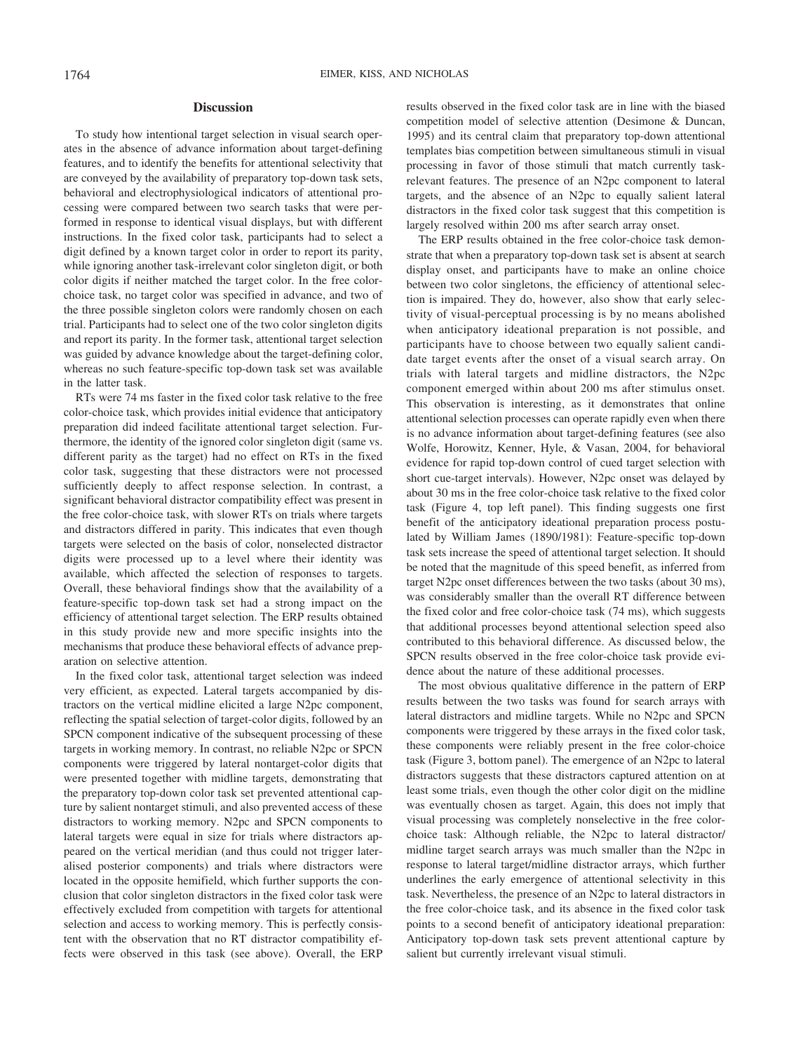## Discussion

To study how intentional target selection in visual search operates in the absence of advance information about target-defining features, and to identify the benefits for attentional selectivity that are conveyed by the availability of preparatory top-down task sets, behavioral and electrophysiological indicators of attentional processing were compared between two search tasks that were performed in response to identical visual displays, but with different instructions. In the fixed color task, participants had to select a digit defined by a known target color in order to report its parity, while ignoring another task-irrelevant color singleton digit, or both color digits if neither matched the target color. In the free color-choice task, no target color was specified in advance, and two of the three possible singleton colors were randomly chosen on each trial. Participants had to select one of the two color singleton digits and report its parity. In the former task, attentional target selection was guided by advance knowledge about the target-defining color, whereas no such feature-specific top-down task set was available in the latter task.

RTs were 74 ms faster in the fixed color task relative to the free color-choice task, which provides initial evidence that anticipatory preparation did indeed facilitate attentional target selection. Furthermore, the identity of the ignored color singleton digit (same vs. different parity as the target) had no effect on RTs in the fixed color task, suggesting that these distractors were not processed sufficiently deeply to affect response selection. In contrast, a significant behavioral distractor compatibility effect was present in the free color-choice task, with slower RTs on trials where targets and distractors differed in parity. This indicates that even though targets were selected on the basis of color, nonselected distractor digits were processed up to a level where their identity was available, which affected the selection of responses to targets. Overall, these behavioral findings show that the availability of a feature-specific top-down task set had a strong impact on the efficiency of attentional target selection. The ERP results obtained in this study provide new and more specific insights into the mechanisms that produce these behavioral effects of advance preparation on selective attention.

In the fixed color task, attentional target selection was indeed very efficient, as expected. Lateral targets accompanied by distractors on the vertical midline elicited a large N2pc component, reflecting the spatial selection of target-color digits, followed by an SPCN component indicative of the subsequent processing of these targets in working memory. In contrast, no reliable N2pc or SPCN components were triggered by lateral nontarget-color digits that were presented together with midline targets, demonstrating that the preparatory top-down color task set prevented attentional capture by salient nontarget stimuli, and also prevented access of these distractors to working memory. N2pc and SPCN components to lateral targets were equal in size for trials where distractors appeared on the vertical meridian (and thus could not trigger lateralised posterior components) and trials where distractors were located in the opposite hemifield, which further supports the conclusion that color singleton distractors in the fixed color task were effectively excluded from competition with targets for attentional selection and access to working memory. This is perfectly consistent with the observation that no RT distractor compatibility effects were observed in this task (see above). Overall, the ERP results observed in the fixed color task are in line with the biased competition model of selective attention (Desimone & Duncan, 1995) and its central claim that preparatory top-down attentional templates bias competition between simultaneous stimuli in visual processing in favor of those stimuli that match currently task-relevant features. The presence of an N2pc component to lateral targets, and the absence of an N2pc to equally salient lateral distractors in the fixed color task suggest that this competition is largely resolved within 200 ms after search array onset.

The ERP results obtained in the free color-choice task demonstrate that when a preparatory top-down task set is absent at search display onset, and participants have to make an online choice between two color singletons, the efficiency of attentional selection is impaired. They do, however, also show that early selectivity of visual-perceptual processing is by no means abolished when anticipatory ideational preparation is not possible, and participants have to choose between two equally salient candidate target events after the onset of a visual search array. On trials with lateral targets and midline distractors, the N2pc component emerged within about 200 ms after stimulus onset. This observation is interesting, as it demonstrates that online attentional selection processes can operate rapidly even when there is no advance information about target-defining features (see also Wolfe, Horowitz, Kenner, Hyle, & Vasan, 2004, for behavioral evidence for rapid top-down control of cued target selection with short cue-target intervals). However, N2pc onset was delayed by about 30 ms in the free color-choice task relative to the fixed color task (Figure 4, top left panel). This finding suggests one first benefit of the anticipatory ideational preparation process postulated by William James (1890/1981): Feature-specific top-down task sets increase the speed of attentional target selection. It should be noted that the magnitude of this speed benefit, as inferred from target N2pc onset differences between the two tasks (about 30 ms), was considerably smaller than the overall RT difference between the fixed color and free color-choice task (74 ms), which suggests that additional processes beyond attentional selection speed also contributed to this behavioral difference. As discussed below, the SPCN results observed in the free color-choice task provide evidence about the nature of these additional processes.

The most obvious qualitative difference in the pattern of ERP results between the two tasks was found for search arrays with lateral distractors and midline targets. While no N2pc and SPCN components were triggered by these arrays in the fixed color task, these components were reliably present in the free color-choice task (Figure 3, bottom panel). The emergence of an N2pc to lateral distractors suggests that these distractors captured attention on at least some trials, even though the other color digit on the midline was eventually chosen as target. Again, this does not imply that visual processing was completely nonselective in the free color-choice task: Although reliable, the N2pc to lateral distractor/midline target search arrays was much smaller than the N2pc in response to lateral target/midline distractor arrays, which further underlines the early emergence of attentional selectivity in this task. Nevertheless, the presence of an N2pc to lateral distractors in the free color-choice task, and its absence in the fixed color task points to a second benefit of anticipatory ideational preparation: Anticipatory top-down task sets prevent attentional capture by salient but currently irrelevant visual stimuli.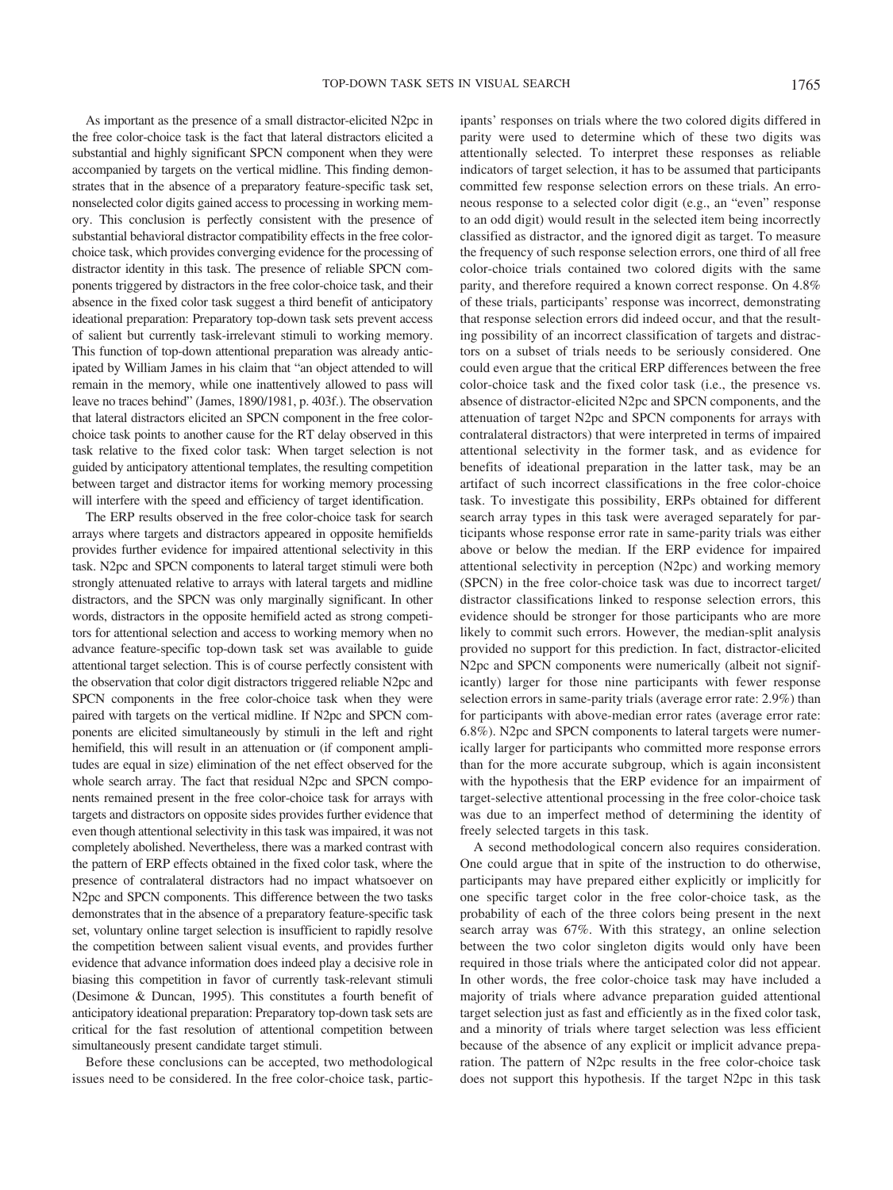As important as the presence of a small distractor-elicited N2pc in the free color-choice task is the fact that lateral distractors elicited a substantial and highly significant SPCN component when they were accompanied by targets on the vertical midline. This finding demonstrates that in the absence of a preparatory feature-specific task set, nonselected color digits gained access to processing in working memory. This conclusion is perfectly consistent with the presence of substantial behavioral distractor compatibility effects in the free color-choice task, which provides converging evidence for the processing of distractor identity in this task. The presence of reliable SPCN components triggered by distractors in the free color-choice task, and their absence in the fixed color task suggest a third benefit of anticipatory ideational preparation: Preparatory top-down task sets prevent access of salient but currently task-irrelevant stimuli to working memory. This function of top-down attentional preparation was already anticipated by William James in his claim that "an object attended to will remain in the memory, while one inattentively allowed to pass will leave no traces behind" (James, 1890/1981, p. 403f.). The observation that lateral distractors elicited an SPCN component in the free color-choice task points to another cause for the RT delay observed in this task relative to the fixed color task: When target selection is not guided by anticipatory attentional templates, the resulting competition between target and distractor items for working memory processing will interfere with the speed and efficiency of target identification.

The ERP results observed in the free color-choice task for search arrays where targets and distractors appeared in opposite hemifields provides further evidence for impaired attentional selectivity in this task. N2pc and SPCN components to lateral target stimuli were both strongly attenuated relative to arrays with lateral targets and midline distractors, and the SPCN was only marginally significant. In other words, distractors in the opposite hemifield acted as strong competitors for attentional selection and access to working memory when no advance feature-specific top-down task set was available to guide attentional target selection. This is of course perfectly consistent with the observation that color digit distractors triggered reliable N2pc and SPCN components in the free color-choice task when they were paired with targets on the vertical midline. If N2pc and SPCN components are elicited simultaneously by stimuli in the left and right hemifield, this will result in an attenuation or (if component amplitudes are equal in size) elimination of the net effect observed for the whole search array. The fact that residual N2pc and SPCN components remained present in the free color-choice task for arrays with targets and distractors on opposite sides provides further evidence that even though attentional selectivity in this task was impaired, it was not completely abolished. Nevertheless, there was a marked contrast with the pattern of ERP effects obtained in the fixed color task, where the presence of contralateral distractors had no impact whatsoever on N2pc and SPCN components. This difference between the two tasks demonstrates that in the absence of a preparatory feature-specific task set, voluntary online target selection is insufficient to rapidly resolve the competition between salient visual events, and provides further evidence that advance information does indeed play a decisive role in biasing this competition in favor of currently task-relevant stimuli (Desimone & Duncan, 1995). This constitutes a fourth benefit of anticipatory ideational preparation: Preparatory top-down task sets are critical for the fast resolution of attentional competition between simultaneously present candidate target stimuli.

Before these conclusions can be accepted, two methodological issues need to be considered. In the free color-choice task, participants' responses on trials where the two colored digits differed in parity were used to determine which of these two digits was attentionally selected. To interpret these responses as reliable indicators of target selection, it has to be assumed that participants committed few response selection errors on these trials. An erroneous response to a selected color digit (e.g., an "even" response to an odd digit) would result in the selected item being incorrectly classified as distractor, and the ignored digit as target. To measure the frequency of such response selection errors, one third of all free color-choice trials contained two colored digits with the same parity, and therefore required a known correct response. On 4.8% of these trials, participants' response was incorrect, demonstrating that response selection errors did indeed occur, and that the resulting possibility of an incorrect classification of targets and distractors on a subset of trials needs to be seriously considered. One could even argue that the critical ERP differences between the free color-choice task and the fixed color task (i.e., the presence vs. absence of distractor-elicited N2pc and SPCN components, and the attenuation of target N2pc and SPCN components for arrays with contralateral distractors) that were interpreted in terms of impaired attentional selectivity in the former task, and as evidence for benefits of ideational preparation in the latter task, may be an artifact of such incorrect classifications in the free color-choice task. To investigate this possibility, ERPs obtained for different search array types in this task were averaged separately for participants whose response error rate in same-parity trials was either above or below the median. If the ERP evidence for impaired attentional selectivity in perception (N2pc) and working memory (SPCN) in the free color-choice task was due to incorrect target/distractor classifications linked to response selection errors, this evidence should be stronger for those participants who are more likely to commit such errors. However, the median-split analysis provided no support for this prediction. In fact, distractor-elicited N2pc and SPCN components were numerically (albeit not significantly) larger for those nine participants with fewer response selection errors in same-parity trials (average error rate: 2.9%) than for participants with above-median error rates (average error rate: 6.8%). N2pc and SPCN components to lateral targets were numerically larger for participants who committed more response errors than for the more accurate subgroup, which is again inconsistent with the hypothesis that the ERP evidence for an impairment of target-selective attentional processing in the free color-choice task was due to an imperfect method of determining the identity of freely selected targets in this task.

A second methodological concern also requires consideration. One could argue that in spite of the instruction to do otherwise, participants may have prepared either explicitly or implicitly for one specific target color in the free color-choice task, as the probability of each of the three colors being present in the next search array was 67%. With this strategy, an online selection between the two color singleton digits would only have been required in those trials where the anticipated color did not appear. In other words, the free color-choice task may have included a majority of trials where advance preparation guided attentional target selection just as fast and efficiently as in the fixed color task, and a minority of trials where target selection was less efficient because of the absence of any explicit or implicit advance preparation. The pattern of N2pc results in the free color-choice task does not support this hypothesis. If the target N2pc in this task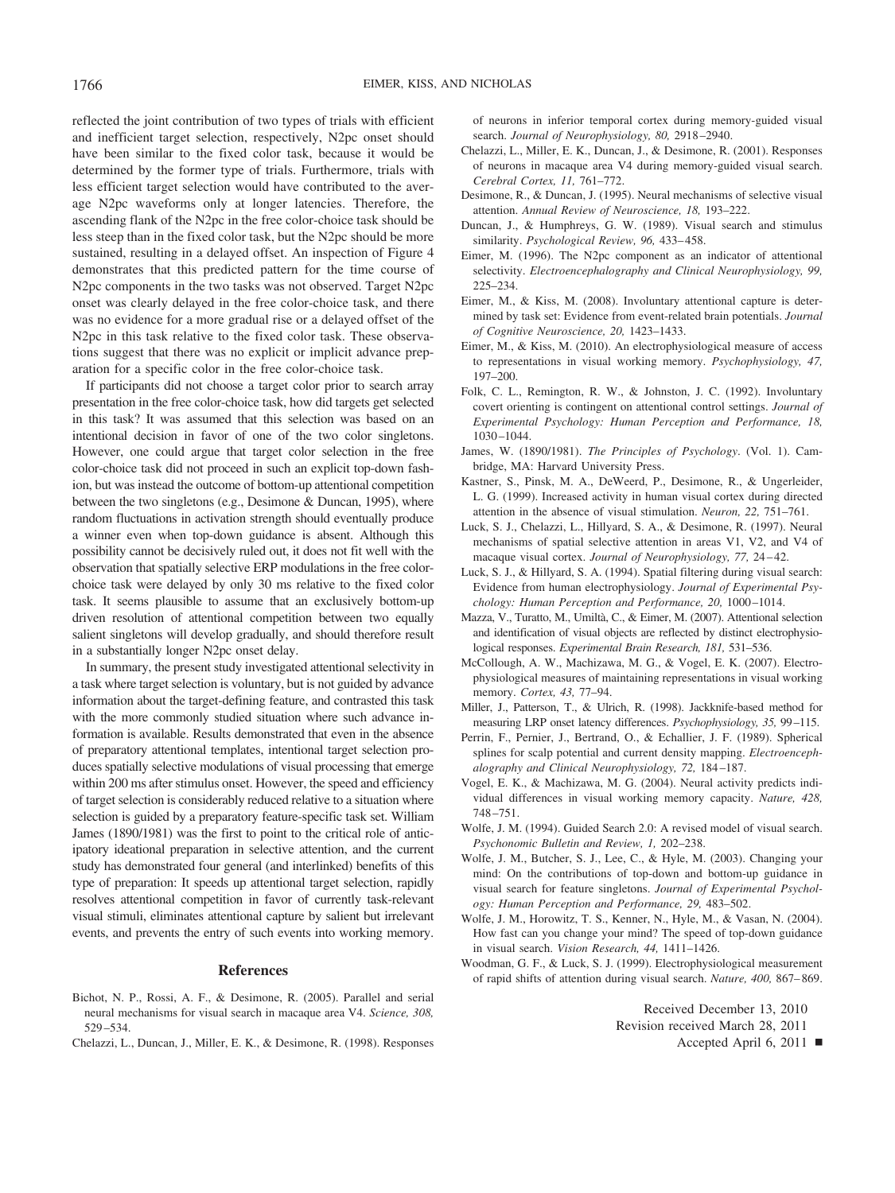reflected the joint contribution of two types of trials with efficient and inefficient target selection, respectively, N2pc onset should have been similar to the fixed color task, because it would be determined by the former type of trials. Furthermore, trials with less efficient target selection would have contributed to the average N2pc waveforms only at longer latencies. Therefore, the ascending flank of the N2pc in the free color-choice task should be less steep than in the fixed color task, but the N2pc should be more sustained, resulting in a delayed offset. An inspection of Figure 4 demonstrates that this predicted pattern for the time course of N2pc components in the two tasks was not observed. Target N2pc onset was clearly delayed in the free color-choice task, and there was no evidence for a more gradual rise or a delayed offset of the N2pc in this task relative to the fixed color task. These observations suggest that there was no explicit or implicit advance preparation for a specific color in the free color-choice task.

If participants did not choose a target color prior to search array presentation in the free color-choice task, how did targets get selected in this task? It was assumed that this selection was based on an intentional decision in favor of one of the two color singletons. However, one could argue that target color selection in the free color-choice task did not proceed in such an explicit top-down fashion, but was instead the outcome of bottom-up attentional competition between the two singletons (e.g., Desimone & Duncan, 1995), where random fluctuations in activation strength should eventually produce a winner even when top-down guidance is absent. Although this possibility cannot be decisively ruled out, it does not fit well with the observation that spatially selective ERP modulations in the free color-choice task were delayed by only 30 ms relative to the fixed color task. It seems plausible to assume that an exclusively bottom-up driven resolution of attentional competition between two equally salient singletons will develop gradually, and should therefore result in a substantially longer N2pc onset delay.

In summary, the present study investigated attentional selectivity in a task where target selection is voluntary, but is not guided by advance information about the target-defining feature, and contrasted this task with the more commonly studied situation where such advance information is available. Results demonstrated that even in the absence of preparatory attentional templates, intentional target selection produces spatially selective modulations of visual processing that emerge within 200 ms after stimulus onset. However, the speed and efficiency of target selection is considerably reduced relative to a situation where selection is guided by a preparatory feature-specific task set. William James (1890/1981) was the first to point to the critical role of anticipatory ideational preparation in selective attention, and the current study has demonstrated four general (and interlinked) benefits of this type of preparation: It speeds up attentional target selection, rapidly resolves attentional competition in favor of currently task-relevant visual stimuli, eliminates attentional capture by salient but irrelevant events, and prevents the entry of such events into working memory.

## References

Bichot, N. P., Rossi, A. F., & Desimone, R. (2005). Parallel and serial neural mechanisms for visual search in macaque area V4. *Science, 308,* 529–534.

Chelazzi, L., Duncan, J., Miller, E. K., & Desimone, R. (1998). Responses of neurons in inferior temporal cortex during memory-guided visual search. *Journal of Neurophysiology, 80,* 2918–2940.

Chelazzi, L., Miller, E. K., Duncan, J., & Desimone, R. (2001). Responses of neurons in macaque area V4 during memory-guided visual search. *Cerebral Cortex, 11,* 761–772.

Desimone, R., & Duncan, J. (1995). Neural mechanisms of selective visual attention. *Annual Review of Neuroscience, 18,* 193–222.

Duncan, J., & Humphreys, G. W. (1989). Visual search and stimulus similarity. *Psychological Review, 96,* 433–458.

Eimer, M. (1996). The N2pc component as an indicator of attentional selectivity. *Electroencephalography and Clinical Neurophysiology, 99,* 225–234.

Eimer, M., & Kiss, M. (2008). Involuntary attentional capture is determined by task set: Evidence from event-related brain potentials. *Journal of Cognitive Neuroscience, 20,* 1423–1433.

Eimer, M., & Kiss, M. (2010). An electrophysiological measure of access to representations in visual working memory. *Psychophysiology, 47,* 197–200.

Folk, C. L., Remington, R. W., & Johnston, J. C. (1992). Involuntary covert orienting is contingent on attentional control settings. *Journal of Experimental Psychology: Human Perception and Performance, 18,* 1030–1044.

James, W. (1890/1981). *The Principles of Psychology*. (Vol. 1). Cambridge, MA: Harvard University Press.

Kastner, S., Pinsk, M. A., DeWeerd, P., Desimone, R., & Ungerleider, L. G. (1999). Increased activity in human visual cortex during directed attention in the absence of visual stimulation. *Neuron, 22,* 751–761.

Luck, S. J., Chelazzi, L., Hillyard, S. A., & Desimone, R. (1997). Neural mechanisms of spatial selective attention in areas V1, V2, and V4 of macaque visual cortex. *Journal of Neurophysiology, 77,* 24–42.

Luck, S. J., & Hillyard, S. A. (1994). Spatial filtering during visual search: Evidence from human electrophysiology. *Journal of Experimental Psychology: Human Perception and Performance, 20,* 1000–1014.

Mazza, V., Turatto, M., Umiltà, C., & Eimer, M. (2007). Attentional selection and identification of visual objects are reflected by distinct electrophysiological responses. *Experimental Brain Research, 181,* 531–536.

McCollough, A. W., Machizawa, M. G., & Vogel, E. K. (2007). Electrophysiological measures of maintaining representations in visual working memory. *Cortex, 43,* 77–94.

Miller, J., Patterson, T., & Ulrich, R. (1998). Jackknife-based method for measuring LRP onset latency differences. *Psychophysiology, 35,* 99–115.

Perrin, F., Pernier, J., Bertrand, O., & Echallier, J. F. (1989). Spherical splines for scalp potential and current density mapping. *Electroencephalography and Clinical Neurophysiology, 72,* 184–187.

Vogel, E. K., & Machizawa, M. G. (2004). Neural activity predicts individual differences in visual working memory capacity. *Nature, 428,* 748–751.

Wolfe, J. M. (1994). Guided Search 2.0: A revised model of visual search. *Psychonomic Bulletin and Review, 1,* 202–238.

Wolfe, J. M., Butcher, S. J., Lee, C., & Hyle, M. (2003). Changing your mind: On the contributions of top-down and bottom-up guidance in visual search for feature singletons. *Journal of Experimental Psychology: Human Perception and Performance, 29,* 483–502.

Wolfe, J. M., Horowitz, T. S., Kenner, N., Hyle, M., & Vasan, N. (2004). How fast can you change your mind? The speed of top-down guidance in visual search. *Vision Research, 44,* 1411–1426.

Woodman, G. F., & Luck, S. J. (1999). Electrophysiological measurement of rapid shifts of attention during visual search. *Nature, 400,* 867–869.

Received December 13, 2010
Revision received March 28, 2011
Accepted April 6, 2011 ■